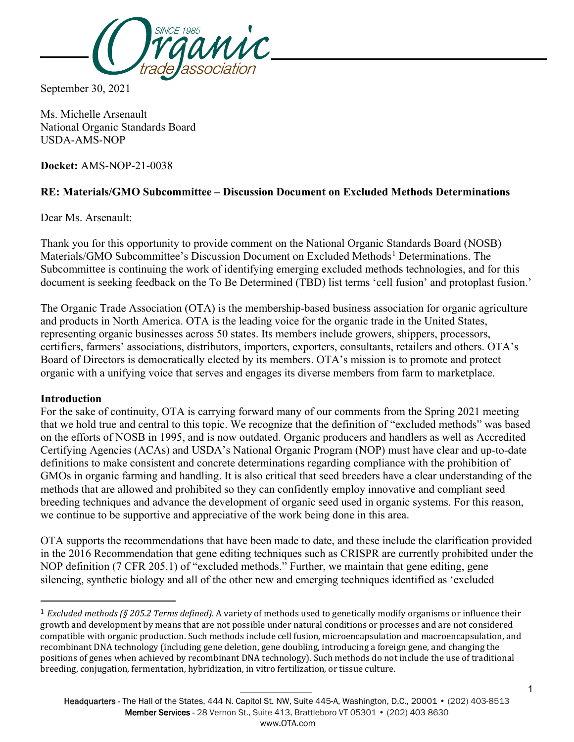September 30, 2021

Ms. Michelle Arsenault
National Organic Standards Board
USDA-AMS-NOP

**Docket:** AMS-NOP-21-0038

**RE: Materials/GMO Subcommittee – Discussion Document on Excluded Methods Determinations**

Dear Ms. Arsenault:

Thank you for this opportunity to provide comment on the National Organic Standards Board (NOSB) Materials/GMO Subcommittee's Discussion Document on Excluded Methods[1] Determinations. The Subcommittee is continuing the work of identifying emerging excluded methods technologies, and for this document is seeking feedback on the To Be Determined (TBD) list terms 'cell fusion' and protoplast fusion.'

The Organic Trade Association (OTA) is the membership-based business association for organic agriculture and products in North America. OTA is the leading voice for the organic trade in the United States, representing organic businesses across 50 states. Its members include growers, shippers, processors, certifiers, farmers' associations, distributors, importers, exporters, consultants, retailers and others. OTA's Board of Directors is democratically elected by its members. OTA's mission is to promote and protect organic with a unifying voice that serves and engages its diverse members from farm to marketplace.

**Introduction**

For the sake of continuity, OTA is carrying forward many of our comments from the Spring 2021 meeting that we hold true and central to this topic. We recognize that the definition of "excluded methods" was based on the efforts of NOSB in 1995, and is now outdated. Organic producers and handlers as well as Accredited Certifying Agencies (ACAs) and USDA's National Organic Program (NOP) must have clear and up-to-date definitions to make consistent and concrete determinations regarding compliance with the prohibition of GMOs in organic farming and handling. It is also critical that seed breeders have a clear understanding of the methods that are allowed and prohibited so they can confidently employ innovative and compliant seed breeding techniques and advance the development of organic seed used in organic systems. For this reason, we continue to be supportive and appreciative of the work being done in this area.

OTA supports the recommendations that have been made to date, and these include the clarification provided in the 2016 Recommendation that gene editing techniques such as CRISPR are currently prohibited under the NOP definition (7 CFR 205.1) of "excluded methods." Further, we maintain that gene editing, gene silencing, synthetic biology and all of the other new and emerging techniques identified as 'excluded

---

[1] *Excluded methods (§ 205.2 Terms defined).* A variety of methods used to genetically modify organisms or influence their growth and development by means that are not possible under natural conditions or processes and are not considered compatible with organic production. Such methods include cell fusion, microencapsulation and macroencapsulation, and recombinant DNA technology (including gene deletion, gene doubling, introducing a foreign gene, and changing the positions of genes when achieved by recombinant DNA technology). Such methods do not include the use of traditional breeding, conjugation, fermentation, hybridization, in vitro fertilization, or tissue culture.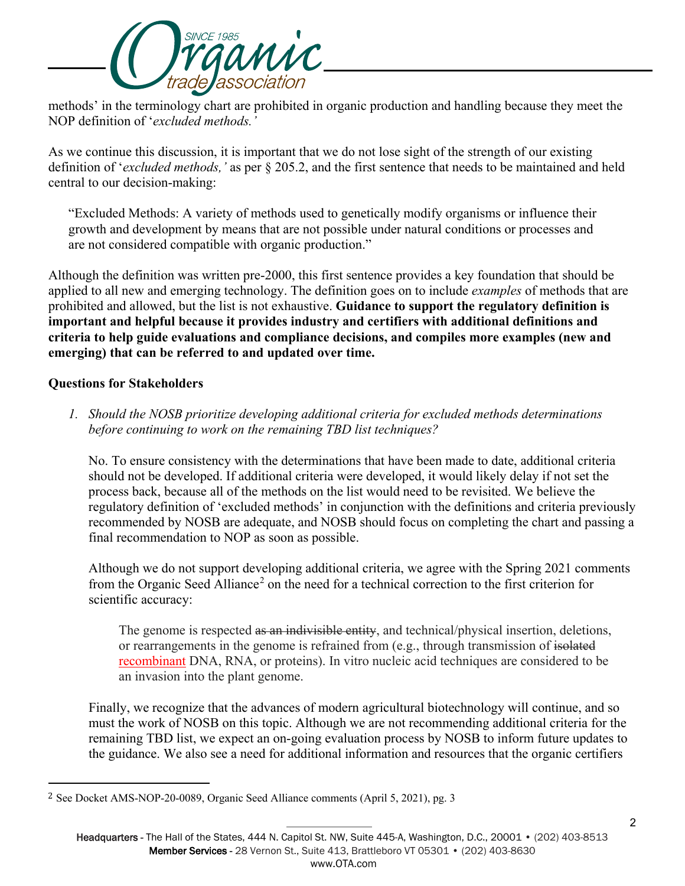methods' in the terminology chart are prohibited in organic production and handling because they meet the NOP definition of '*excluded methods.'*

As we continue this discussion, it is important that we do not lose sight of the strength of our existing definition of '*excluded methods,'* as per § 205.2, and the first sentence that needs to be maintained and held central to our decision-making:

> "Excluded Methods: A variety of methods used to genetically modify organisms or influence their growth and development by means that are not possible under natural conditions or processes and are not considered compatible with organic production."

Although the definition was written pre-2000, this first sentence provides a key foundation that should be applied to all new and emerging technology. The definition goes on to include *examples* of methods that are prohibited and allowed, but the list is not exhaustive. **Guidance to support the regulatory definition is important and helpful because it provides industry and certifiers with additional definitions and criteria to help guide evaluations and compliance decisions, and compiles more examples (new and emerging) that can be referred to and updated over time.**

**Questions for Stakeholders**

1. *Should the NOSB prioritize developing additional criteria for excluded methods determinations before continuing to work on the remaining TBD list techniques?*

   No. To ensure consistency with the determinations that have been made to date, additional criteria should not be developed. If additional criteria were developed, it would likely delay if not set the process back, because all of the methods on the list would need to be revisited. We believe the regulatory definition of 'excluded methods' in conjunction with the definitions and criteria previously recommended by NOSB are adequate, and NOSB should focus on completing the chart and passing a final recommendation to NOP as soon as possible.

   Although we do not support developing additional criteria, we agree with the Spring 2021 comments from the Organic Seed Alliance[2] on the need for a technical correction to the first criterion for scientific accuracy:

   > The genome is respected ~~as an indivisible entity~~, and technical/physical insertion, deletions, or rearrangements in the genome is refrained from (e.g., through transmission of ~~isolated~~ recombinant DNA, RNA, or proteins). In vitro nucleic acid techniques are considered to be an invasion into the plant genome.

   Finally, we recognize that the advances of modern agricultural biotechnology will continue, and so must the work of NOSB on this topic. Although we are not recommending additional criteria for the remaining TBD list, we expect an on-going evaluation process by NOSB to inform future updates to the guidance. We also see a need for additional information and resources that the organic certifiers

[2] See Docket AMS-NOP-20-0089, Organic Seed Alliance comments (April 5, 2021), pg. 3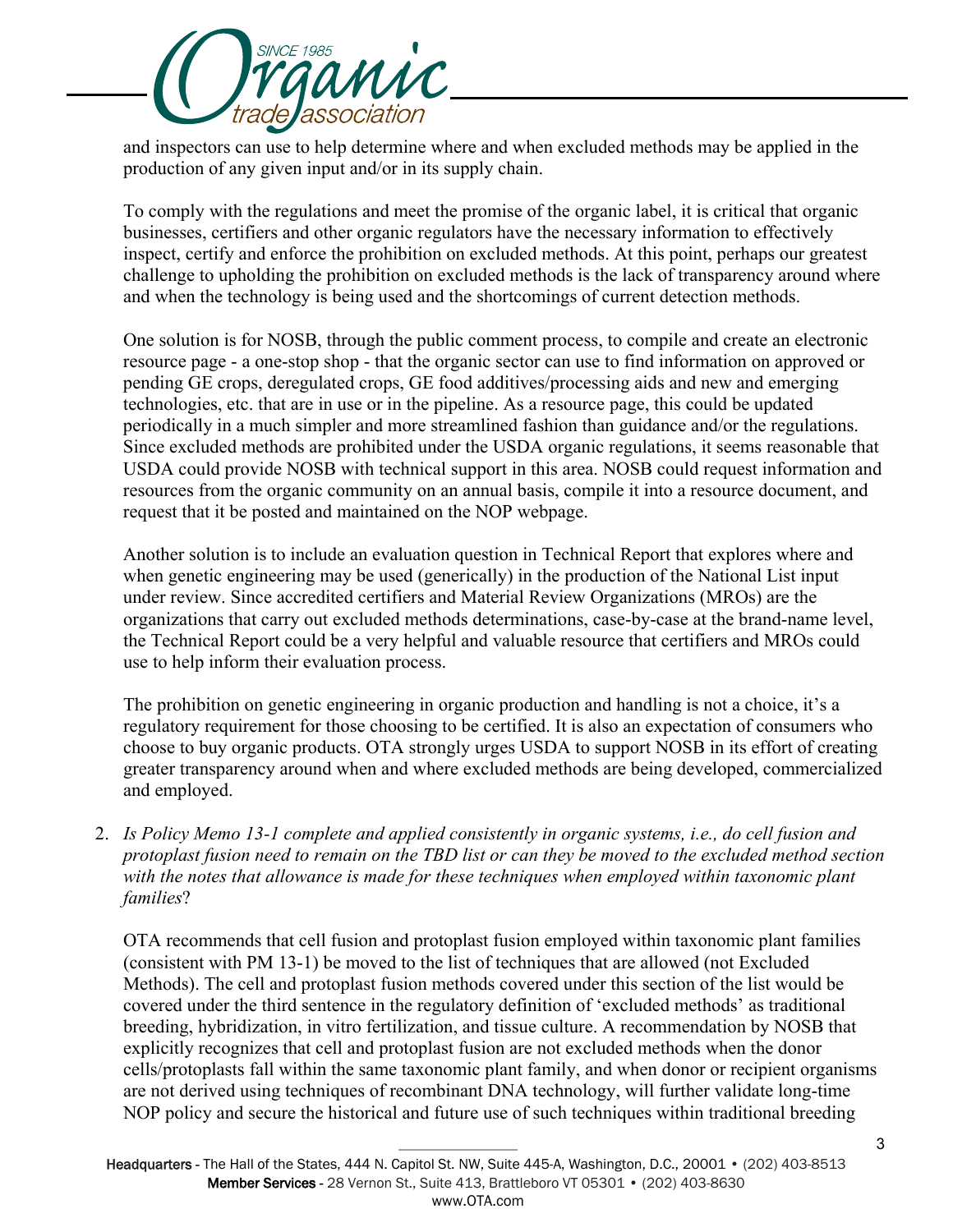and inspectors can use to help determine where and when excluded methods may be applied in the production of any given input and/or in its supply chain.

To comply with the regulations and meet the promise of the organic label, it is critical that organic businesses, certifiers and other organic regulators have the necessary information to effectively inspect, certify and enforce the prohibition on excluded methods. At this point, perhaps our greatest challenge to upholding the prohibition on excluded methods is the lack of transparency around where and when the technology is being used and the shortcomings of current detection methods.

One solution is for NOSB, through the public comment process, to compile and create an electronic resource page - a one-stop shop - that the organic sector can use to find information on approved or pending GE crops, deregulated crops, GE food additives/processing aids and new and emerging technologies, etc. that are in use or in the pipeline. As a resource page, this could be updated periodically in a much simpler and more streamlined fashion than guidance and/or the regulations. Since excluded methods are prohibited under the USDA organic regulations, it seems reasonable that USDA could provide NOSB with technical support in this area. NOSB could request information and resources from the organic community on an annual basis, compile it into a resource document, and request that it be posted and maintained on the NOP webpage.

Another solution is to include an evaluation question in Technical Report that explores where and when genetic engineering may be used (generically) in the production of the National List input under review. Since accredited certifiers and Material Review Organizations (MROs) are the organizations that carry out excluded methods determinations, case-by-case at the brand-name level, the Technical Report could be a very helpful and valuable resource that certifiers and MROs could use to help inform their evaluation process.

The prohibition on genetic engineering in organic production and handling is not a choice, it's a regulatory requirement for those choosing to be certified. It is also an expectation of consumers who choose to buy organic products. OTA strongly urges USDA to support NOSB in its effort of creating greater transparency around when and where excluded methods are being developed, commercialized and employed.

2. *Is Policy Memo 13-1 complete and applied consistently in organic systems, i.e., do cell fusion and protoplast fusion need to remain on the TBD list or can they be moved to the excluded method section with the notes that allowance is made for these techniques when employed within taxonomic plant families*?

   OTA recommends that cell fusion and protoplast fusion employed within taxonomic plant families (consistent with PM 13-1) be moved to the list of techniques that are allowed (not Excluded Methods). The cell and protoplast fusion methods covered under this section of the list would be covered under the third sentence in the regulatory definition of 'excluded methods' as traditional breeding, hybridization, in vitro fertilization, and tissue culture. A recommendation by NOSB that explicitly recognizes that cell and protoplast fusion are not excluded methods when the donor cells/protoplasts fall within the same taxonomic plant family, and when donor or recipient organisms are not derived using techniques of recombinant DNA technology, will further validate long-time NOP policy and secure the historical and future use of such techniques within traditional breeding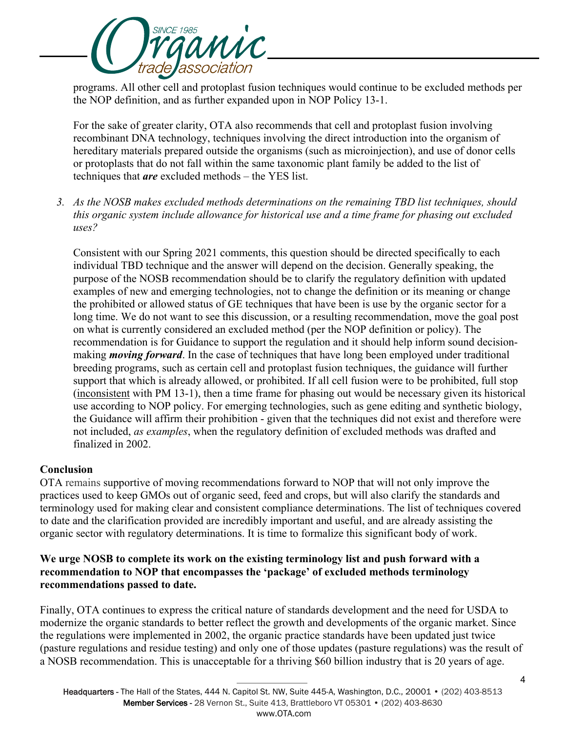programs. All other cell and protoplast fusion techniques would continue to be excluded methods per the NOP definition, and as further expanded upon in NOP Policy 13-1.

For the sake of greater clarity, OTA also recommends that cell and protoplast fusion involving recombinant DNA technology, techniques involving the direct introduction into the organism of hereditary materials prepared outside the organisms (such as microinjection), and use of donor cells or protoplasts that do not fall within the same taxonomic plant family be added to the list of techniques that ***are*** excluded methods – the YES list.

3. *As the NOSB makes excluded methods determinations on the remaining TBD list techniques, should this organic system include allowance for historical use and a time frame for phasing out excluded uses?*

Consistent with our Spring 2021 comments, this question should be directed specifically to each individual TBD technique and the answer will depend on the decision. Generally speaking, the purpose of the NOSB recommendation should be to clarify the regulatory definition with updated examples of new and emerging technologies, not to change the definition or its meaning or change the prohibited or allowed status of GE techniques that have been is use by the organic sector for a long time. We do not want to see this discussion, or a resulting recommendation, move the goal post on what is currently considered an excluded method (per the NOP definition or policy). The recommendation is for Guidance to support the regulation and it should help inform sound decision-making ***moving forward***. In the case of techniques that have long been employed under traditional breeding programs, such as certain cell and protoplast fusion techniques, the guidance will further support that which is already allowed, or prohibited. If all cell fusion were to be prohibited, full stop (<u>inconsistent</u> with PM 13-1), then a time frame for phasing out would be necessary given its historical use according to NOP policy. For emerging technologies, such as gene editing and synthetic biology, the Guidance will affirm their prohibition - given that the techniques did not exist and therefore were not included, *as examples*, when the regulatory definition of excluded methods was drafted and finalized in 2002.

**Conclusion**

OTA remains supportive of moving recommendations forward to NOP that will not only improve the practices used to keep GMOs out of organic seed, feed and crops, but will also clarify the standards and terminology used for making clear and consistent compliance determinations. The list of techniques covered to date and the clarification provided are incredibly important and useful, and are already assisting the organic sector with regulatory determinations. It is time to formalize this significant body of work.

**We urge NOSB to complete its work on the existing terminology list and push forward with a recommendation to NOP that encompasses the 'package' of excluded methods terminology recommendations passed to date.**

Finally, OTA continues to express the critical nature of standards development and the need for USDA to modernize the organic standards to better reflect the growth and developments of the organic market. Since the regulations were implemented in 2002, the organic practice standards have been updated just twice (pasture regulations and residue testing) and only one of those updates (pasture regulations) was the result of a NOSB recommendation. This is unacceptable for a thriving $60 billion industry that is 20 years of age.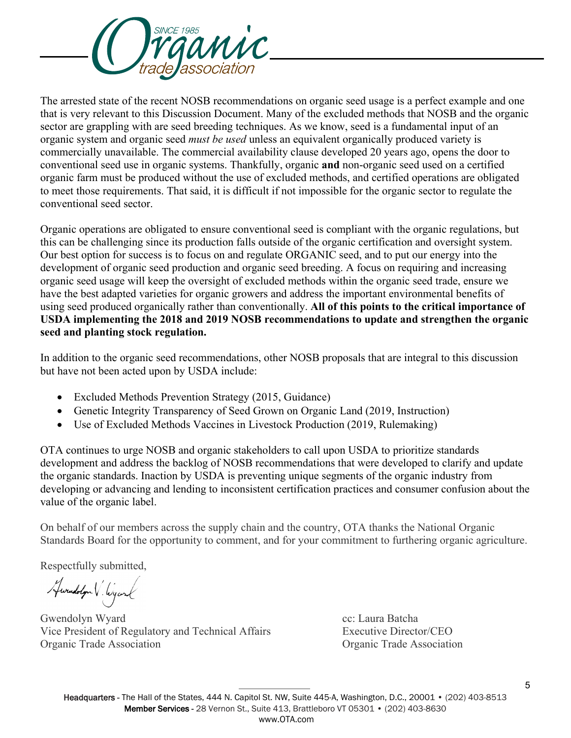The arrested state of the recent NOSB recommendations on organic seed usage is a perfect example and one that is very relevant to this Discussion Document. Many of the excluded methods that NOSB and the organic sector are grappling with are seed breeding techniques. As we know, seed is a fundamental input of an organic system and organic seed *must be used* unless an equivalent organically produced variety is commercially unavailable. The commercial availability clause developed 20 years ago, opens the door to conventional seed use in organic systems. Thankfully, organic **and** non-organic seed used on a certified organic farm must be produced without the use of excluded methods, and certified operations are obligated to meet those requirements. That said, it is difficult if not impossible for the organic sector to regulate the conventional seed sector.

Organic operations are obligated to ensure conventional seed is compliant with the organic regulations, but this can be challenging since its production falls outside of the organic certification and oversight system. Our best option for success is to focus on and regulate ORGANIC seed, and to put our energy into the development of organic seed production and organic seed breeding. A focus on requiring and increasing organic seed usage will keep the oversight of excluded methods within the organic seed trade, ensure we have the best adapted varieties for organic growers and address the important environmental benefits of using seed produced organically rather than conventionally. **All of this points to the critical importance of USDA implementing the 2018 and 2019 NOSB recommendations to update and strengthen the organic seed and planting stock regulation.**

In addition to the organic seed recommendations, other NOSB proposals that are integral to this discussion but have not been acted upon by USDA include:

- Excluded Methods Prevention Strategy (2015, Guidance)
- Genetic Integrity Transparency of Seed Grown on Organic Land (2019, Instruction)
- Use of Excluded Methods Vaccines in Livestock Production (2019, Rulemaking)

OTA continues to urge NOSB and organic stakeholders to call upon USDA to prioritize standards development and address the backlog of NOSB recommendations that were developed to clarify and update the organic standards. Inaction by USDA is preventing unique segments of the organic industry from developing or advancing and lending to inconsistent certification practices and consumer confusion about the value of the organic label.

On behalf of our members across the supply chain and the country, OTA thanks the National Organic Standards Board for the opportunity to comment, and for your commitment to furthering organic agriculture.

Respectfully submitted,

Gwendolyn Wyard
Vice President of Regulatory and Technical Affairs
Organic Trade Association

cc: Laura Batcha
Executive Director/CEO
Organic Trade Association